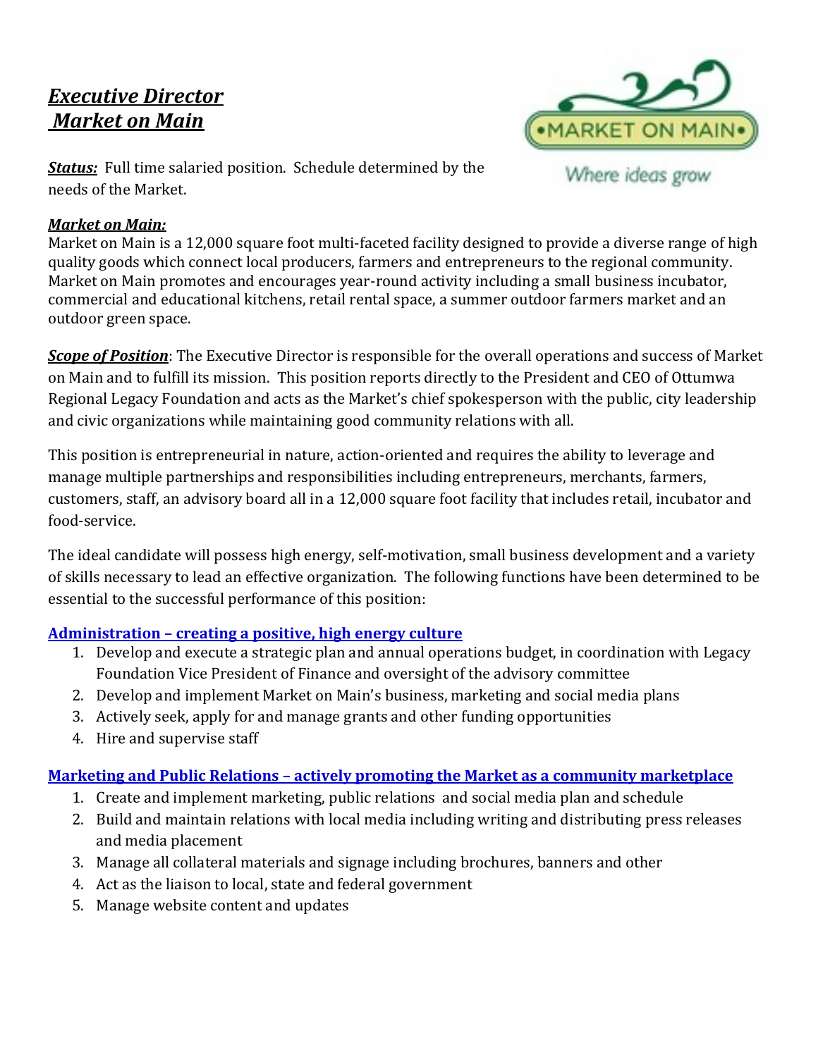# ***Executive Director***
# ***Market on Main***

MARKET ON MAIN

Where ideas grow

***Status:*** Full time salaried position. Schedule determined by the needs of the Market.

***Market on Main:***

Market on Main is a 12,000 square foot multi-faceted facility designed to provide a diverse range of high quality goods which connect local producers, farmers and entrepreneurs to the regional community. Market on Main promotes and encourages year-round activity including a small business incubator, commercial and educational kitchens, retail rental space, a summer outdoor farmers market and an outdoor green space.

***Scope of Position***: The Executive Director is responsible for the overall operations and success of Market on Main and to fulfill its mission. This position reports directly to the President and CEO of Ottumwa Regional Legacy Foundation and acts as the Market's chief spokesperson with the public, city leadership and civic organizations while maintaining good community relations with all.

This position is entrepreneurial in nature, action-oriented and requires the ability to leverage and manage multiple partnerships and responsibilities including entrepreneurs, merchants, farmers, customers, staff, an advisory board all in a 12,000 square foot facility that includes retail, incubator and food-service.

The ideal candidate will possess high energy, self-motivation, small business development and a variety of skills necessary to lead an effective organization. The following functions have been determined to be essential to the successful performance of this position:

**Administration – creating a positive, high energy culture**

1. Develop and execute a strategic plan and annual operations budget, in coordination with Legacy Foundation Vice President of Finance and oversight of the advisory committee
2. Develop and implement Market on Main's business, marketing and social media plans
3. Actively seek, apply for and manage grants and other funding opportunities
4. Hire and supervise staff

**Marketing and Public Relations – actively promoting the Market as a community marketplace**

1. Create and implement marketing, public relations and social media plan and schedule
2. Build and maintain relations with local media including writing and distributing press releases and media placement
3. Manage all collateral materials and signage including brochures, banners and other
4. Act as the liaison to local, state and federal government
5. Manage website content and updates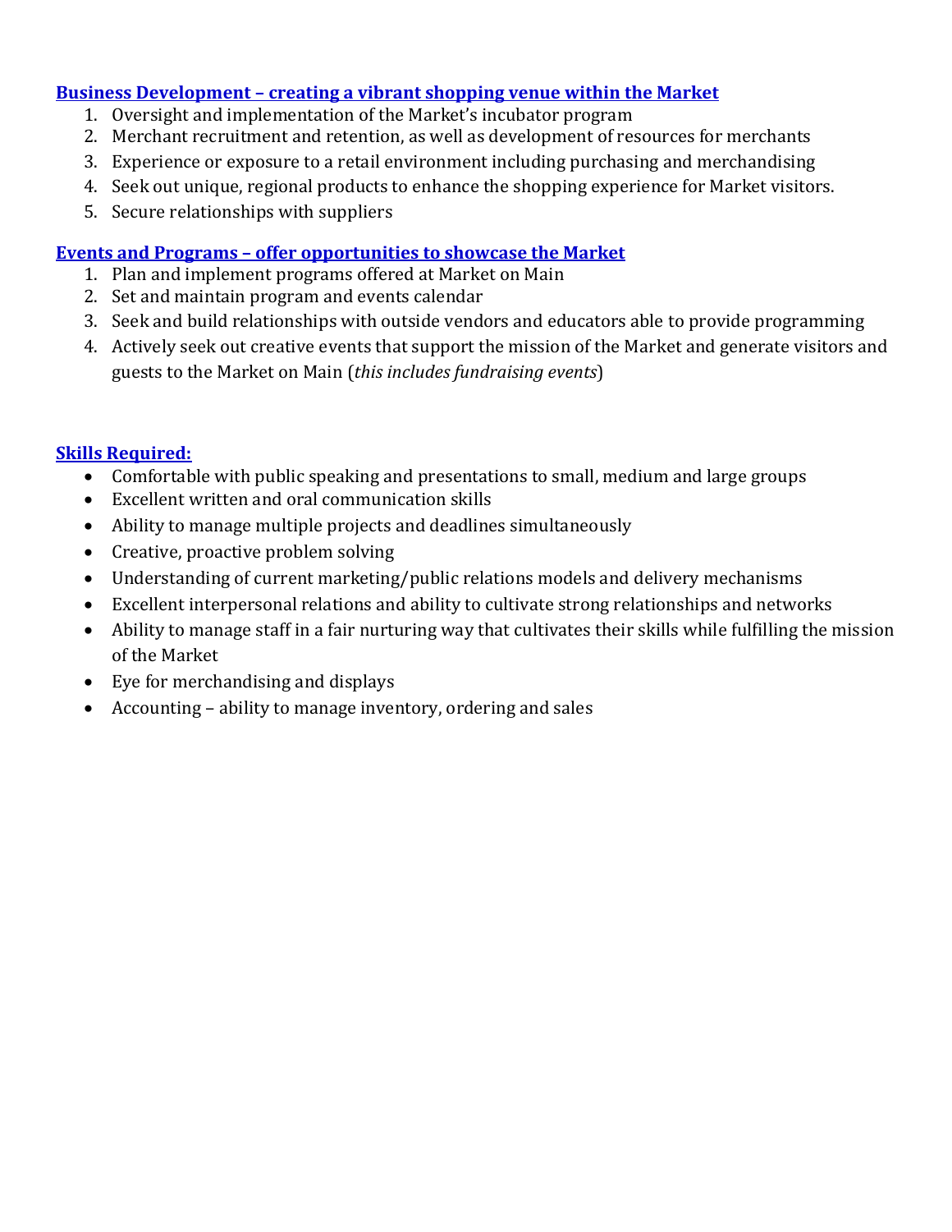**Business Development – creating a vibrant shopping venue within the Market**

1. Oversight and implementation of the Market's incubator program
2. Merchant recruitment and retention, as well as development of resources for merchants
3. Experience or exposure to a retail environment including purchasing and merchandising
4. Seek out unique, regional products to enhance the shopping experience for Market visitors.
5. Secure relationships with suppliers

**Events and Programs – offer opportunities to showcase the Market**

1. Plan and implement programs offered at Market on Main
2. Set and maintain program and events calendar
3. Seek and build relationships with outside vendors and educators able to provide programming
4. Actively seek out creative events that support the mission of the Market and generate visitors and guests to the Market on Main (*this includes fundraising events*)

**Skills Required:**

- Comfortable with public speaking and presentations to small, medium and large groups
- Excellent written and oral communication skills
- Ability to manage multiple projects and deadlines simultaneously
- Creative, proactive problem solving
- Understanding of current marketing/public relations models and delivery mechanisms
- Excellent interpersonal relations and ability to cultivate strong relationships and networks
- Ability to manage staff in a fair nurturing way that cultivates their skills while fulfilling the mission of the Market
- Eye for merchandising and displays
- Accounting – ability to manage inventory, ordering and sales